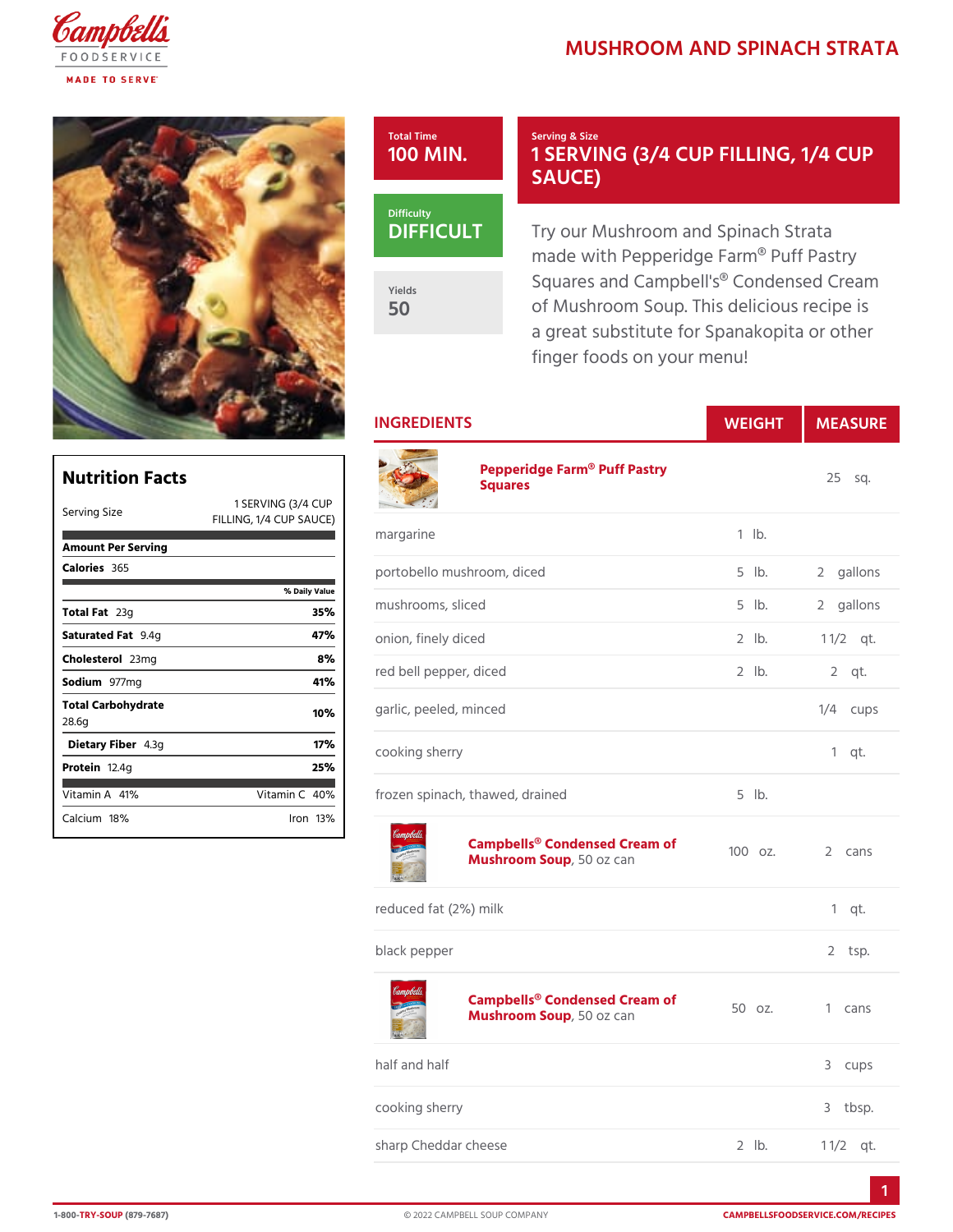# MUSHROOM AND SPINACH STRATA

**Total Time**
100 MIN.

**Serving & Size**
1 SERVING (3/4 CUP FILLING, 1/4 CUP SAUCE)

**Difficulty**
DIFFICULT

**Yields**
50

Try our Mushroom and Spinach Strata made with Pepperidge Farm® Puff Pastry Squares and Campbell's® Condensed Cream of Mushroom Soup. This delicious recipe is a great substitute for Spanakopita or other finger foods on your menu!

## Nutrition Facts

| | |
|---|---|
| Serving Size | 1 SERVING (3/4 CUP FILLING, 1/4 CUP SAUCE) |
| **Amount Per Serving** | |
| **Calories** 365 | |
| | **% Daily Value** |
| **Total Fat** 23g | **35%** |
| **Saturated Fat** 9.4g | **47%** |
| **Cholesterol** 23mg | **8%** |
| **Sodium** 977mg | **41%** |
| **Total Carbohydrate** 28.6g | **10%** |
| **Dietary Fiber** 4.3g | **17%** |
| **Protein** 12.4g | **25%** |
| Vitamin A 41% | Vitamin C 40% |
| Calcium 18% | Iron 13% |

## INGREDIENTS

| Ingredient | WEIGHT | MEASURE |
|---|---|---|
| **Pepperidge Farm® Puff Pastry Squares** | | 25 sq. |
| margarine | 1 lb. | |
| portobello mushroom, diced | 5 lb. | 2 gallons |
| mushrooms, sliced | 5 lb. | 2 gallons |
| onion, finely diced | 2 lb. | 1 1/2 qt. |
| red bell pepper, diced | 2 lb. | 2 qt. |
| garlic, peeled, minced | | 1/4 cups |
| cooking sherry | | 1 qt. |
| frozen spinach, thawed, drained | 5 lb. | |
| **Campbells® Condensed Cream of Mushroom Soup**, 50 oz can | 100 oz. | 2 cans |
| reduced fat (2%) milk | | 1 qt. |
| black pepper | | 2 tsp. |
| **Campbells® Condensed Cream of Mushroom Soup**, 50 oz can | 50 oz. | 1 cans |
| half and half | | 3 cups |
| cooking sherry | | 3 tbsp. |
| sharp Cheddar cheese | 2 lb. | 1 1/2 qt. |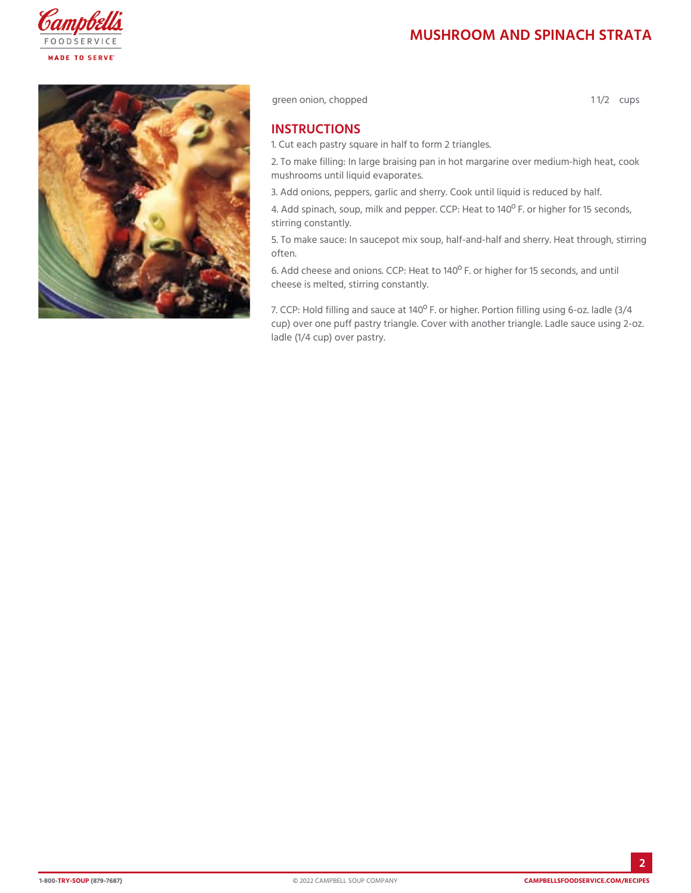| | |
|---|---|
| green onion, chopped | 1 1/2 cups |

## INSTRUCTIONS

1. Cut each pastry square in half to form 2 triangles.

2. To make filling: In large braising pan in hot margarine over medium-high heat, cook mushrooms until liquid evaporates.

3. Add onions, peppers, garlic and sherry. Cook until liquid is reduced by half.

4. Add spinach, soup, milk and pepper. CCP: Heat to 140$^{o}$ F. or higher for 15 seconds, stirring constantly.

5. To make sauce: In saucepot mix soup, half-and-half and sherry. Heat through, stirring often.

6. Add cheese and onions. CCP: Heat to 140$^{o}$ F. or higher for 15 seconds, and until cheese is melted, stirring constantly.

7. CCP: Hold filling and sauce at 140$^{o}$ F. or higher. Portion filling using 6-oz. ladle (3/4 cup) over one puff pastry triangle. Cover with another triangle. Ladle sauce using 2-oz. ladle (1/4 cup) over pastry.